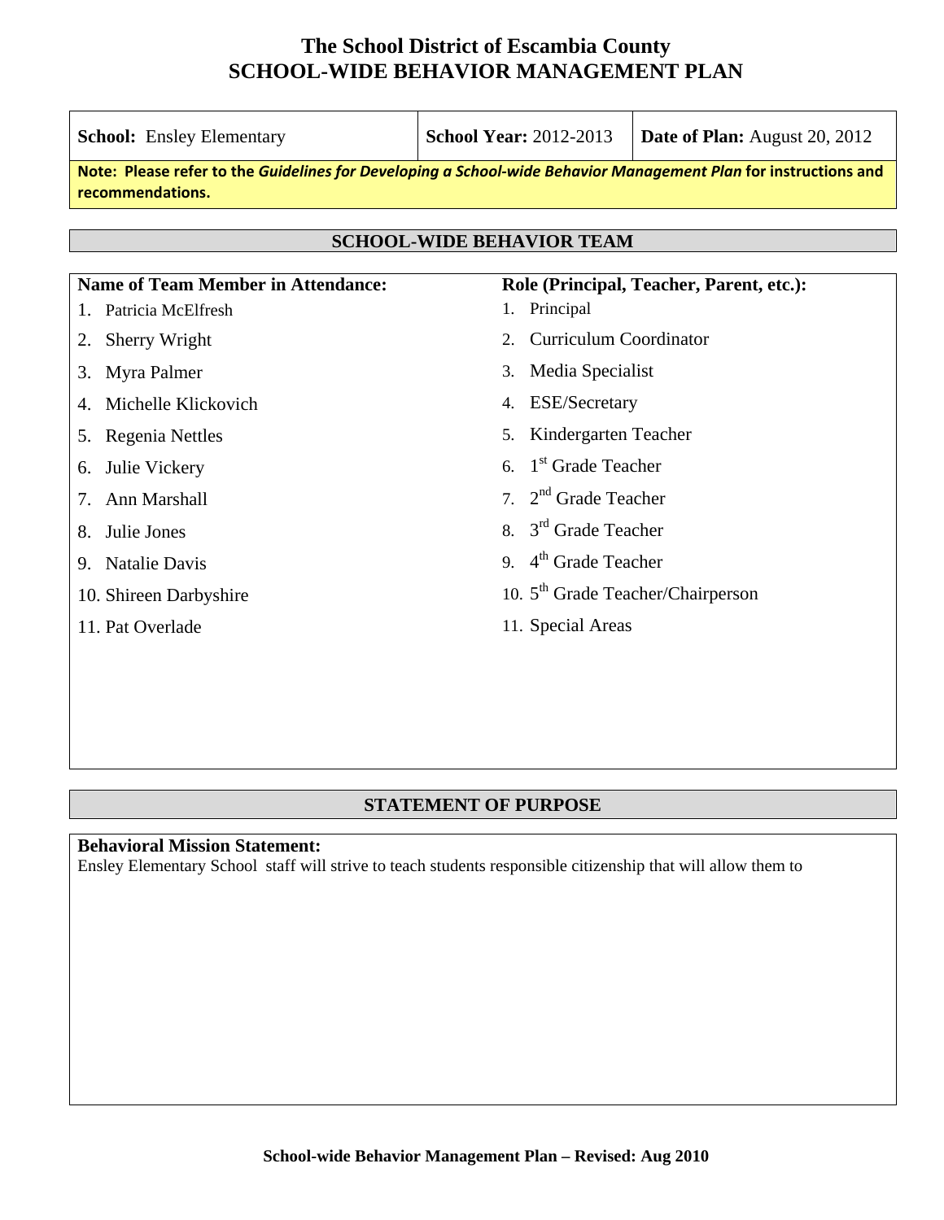# The School District of Escambia County
# SCHOOL-WIDE BEHAVIOR MANAGEMENT PLAN

| **School:** Ensley Elementary | **School Year:** 2012-2013 | **Date of Plan:** August 20, 2012 |
|---|---|---|

**Note: Please refer to the *Guidelines for Developing a School-wide Behavior Management Plan* for instructions and recommendations.**

## SCHOOL-WIDE BEHAVIOR TEAM

| Name of Team Member in Attendance: | Role (Principal, Teacher, Parent, etc.): |
|---|---|
| 1. Patricia McElfresh | 1. Principal |
| 2. Sherry Wright | 2. Curriculum Coordinator |
| 3. Myra Palmer | 3. Media Specialist |
| 4. Michelle Klickovich | 4. ESE/Secretary |
| 5. Regenia Nettles | 5. Kindergarten Teacher |
| 6. Julie Vickery | 6. 1st Grade Teacher |
| 7. Ann Marshall | 7. 2nd Grade Teacher |
| 8. Julie Jones | 8. 3rd Grade Teacher |
| 9. Natalie Davis | 9. 4th Grade Teacher |
| 10. Shireen Darbyshire | 10. 5th Grade Teacher/Chairperson |
| 11. Pat Overlade | 11. Special Areas |

## STATEMENT OF PURPOSE

**Behavioral Mission Statement:**
Ensley Elementary School staff will strive to teach students responsible citizenship that will allow them to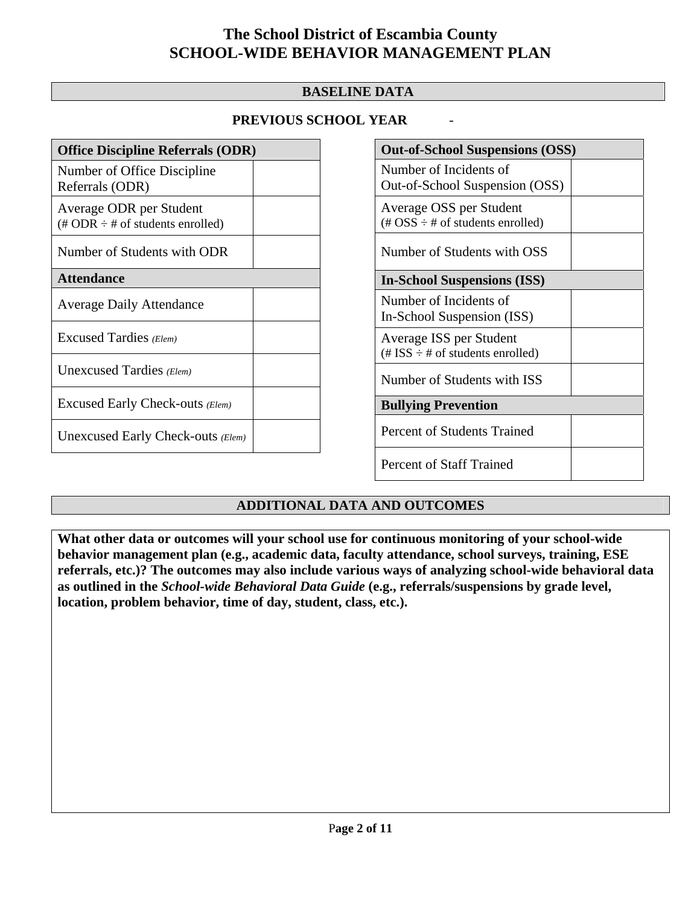# The School District of Escambia County
# SCHOOL-WIDE BEHAVIOR MANAGEMENT PLAN

## BASELINE DATA

**PREVIOUS SCHOOL YEAR -**

| Office Discipline Referrals (ODR) | |
|---|---|
| Number of Office Discipline Referrals (ODR) | |
| Average ODR per Student (# ODR ÷ # of students enrolled) | |
| Number of Students with ODR | |
| **Attendance** | |
| Average Daily Attendance | |
| Excused Tardies *(Elem)* | |
| Unexcused Tardies *(Elem)* | |
| Excused Early Check-outs *(Elem)* | |
| Unexcused Early Check-outs *(Elem)* | |

| Out-of-School Suspensions (OSS) | |
|---|---|
| Number of Incidents of Out-of-School Suspension (OSS) | |
| Average OSS per Student (# OSS ÷ # of students enrolled) | |
| Number of Students with OSS | |
| **In-School Suspensions (ISS)** | |
| Number of Incidents of In-School Suspension (ISS) | |
| Average ISS per Student (# ISS ÷ # of students enrolled) | |
| Number of Students with ISS | |
| **Bullying Prevention** | |
| Percent of Students Trained | |
| Percent of Staff Trained | |

## ADDITIONAL DATA AND OUTCOMES

**What other data or outcomes will your school use for continuous monitoring of your school-wide behavior management plan (e.g., academic data, faculty attendance, school surveys, training, ESE referrals, etc.)? The outcomes may also include various ways of analyzing school-wide behavioral data as outlined in the *School-wide Behavioral Data Guide* (e.g., referrals/suspensions by grade level, location, problem behavior, time of day, student, class, etc.).**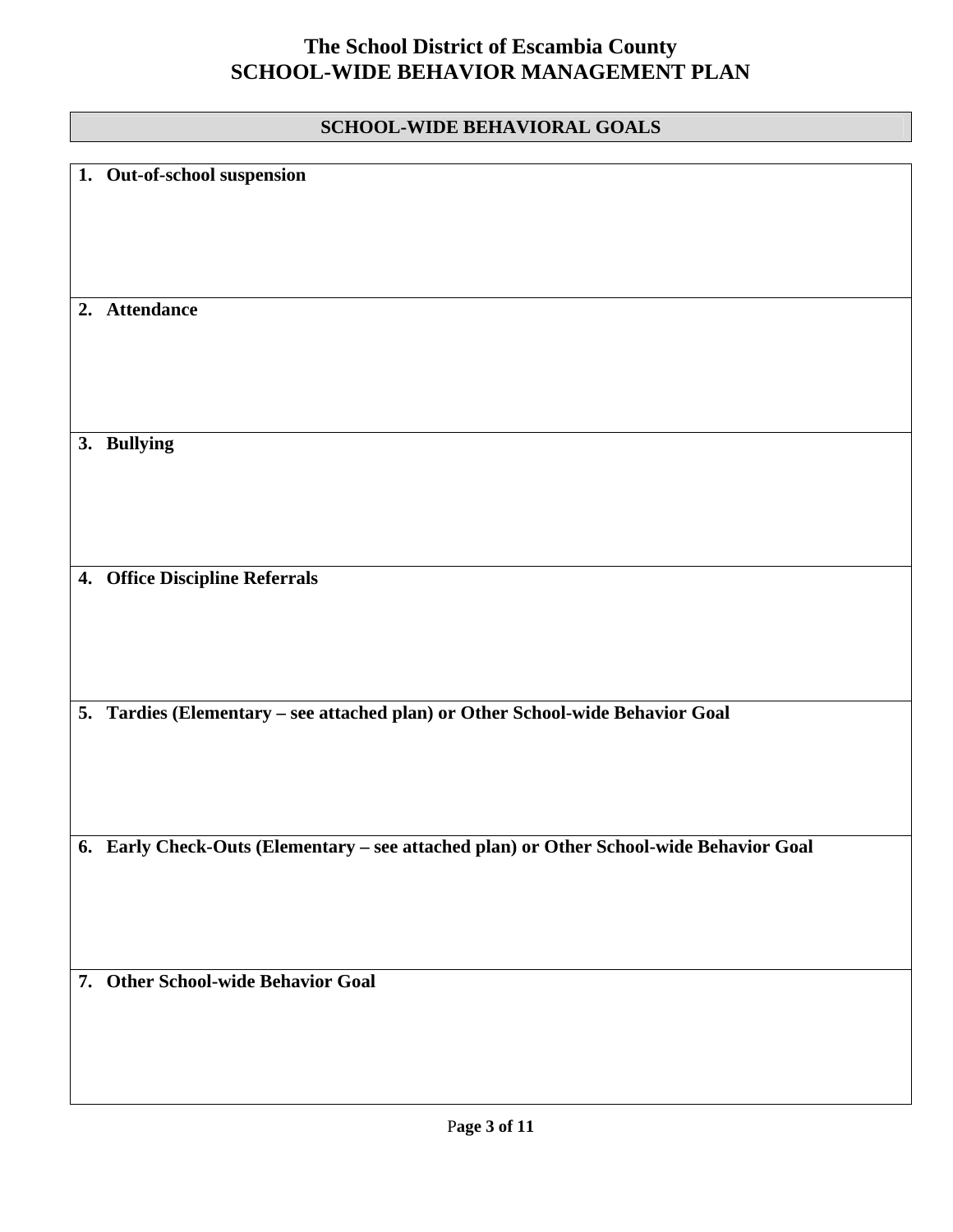# The School District of Escambia County
# SCHOOL-WIDE BEHAVIOR MANAGEMENT PLAN

## SCHOOL-WIDE BEHAVIORAL GOALS

| |
|---|
| **1. Out-of-school suspension** |
| **2. Attendance** |
| **3. Bullying** |
| **4. Office Discipline Referrals** |
| **5. Tardies (Elementary – see attached plan) or Other School-wide Behavior Goal** |
| **6. Early Check-Outs (Elementary – see attached plan) or Other School-wide Behavior Goal** |
| **7. Other School-wide Behavior Goal** |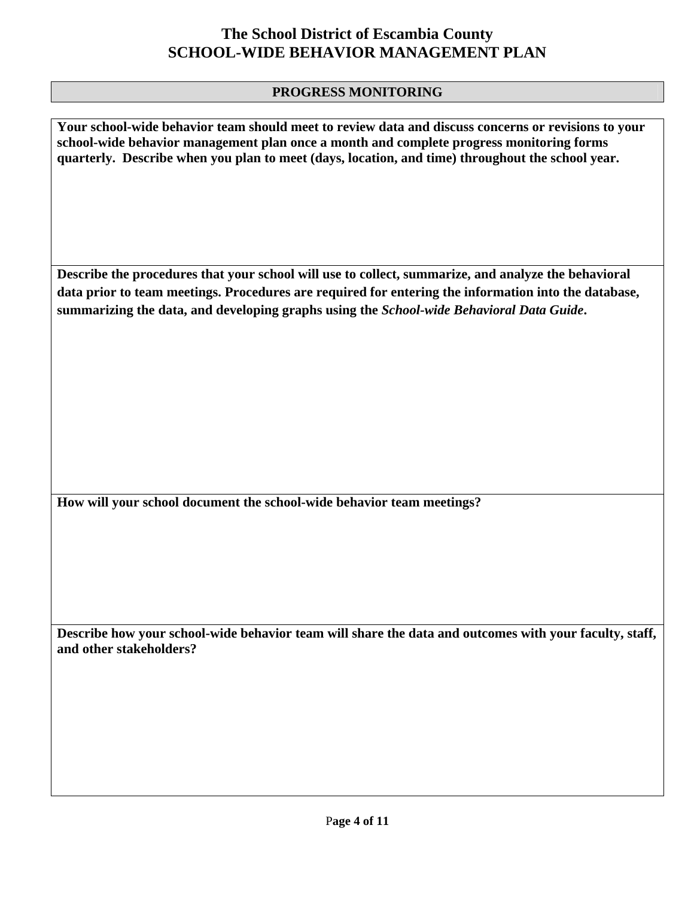# The School District of Escambia County
# SCHOOL-WIDE BEHAVIOR MANAGEMENT PLAN

## PROGRESS MONITORING

**Your school-wide behavior team should meet to review data and discuss concerns or revisions to your school-wide behavior management plan once a month and complete progress monitoring forms quarterly. Describe when you plan to meet (days, location, and time) throughout the school year.**

**Describe the procedures that your school will use to collect, summarize, and analyze the behavioral data prior to team meetings. Procedures are required for entering the information into the database, summarizing the data, and developing graphs using the *School-wide Behavioral Data Guide*.**

**How will your school document the school-wide behavior team meetings?**

**Describe how your school-wide behavior team will share the data and outcomes with your faculty, staff, and other stakeholders?**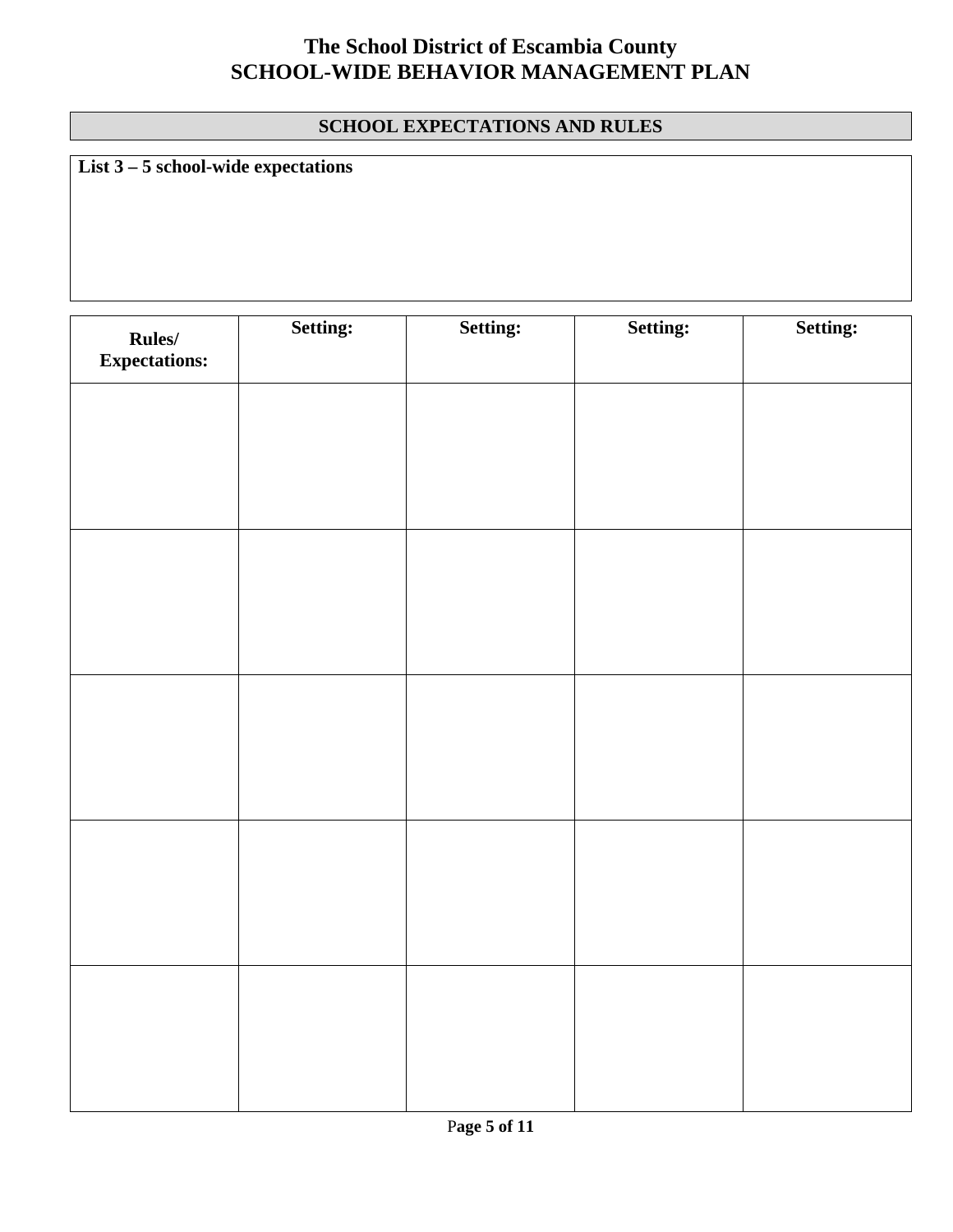# The School District of Escambia County
# SCHOOL-WIDE BEHAVIOR MANAGEMENT PLAN

## SCHOOL EXPECTATIONS AND RULES

**List 3 – 5 school-wide expectations**

| Rules/ Expectations: | Setting: | Setting: | Setting: | Setting: |
|---|---|---|---|---|
| | | | | |
| | | | | |
| | | | | |
| | | | | |
| | | | | |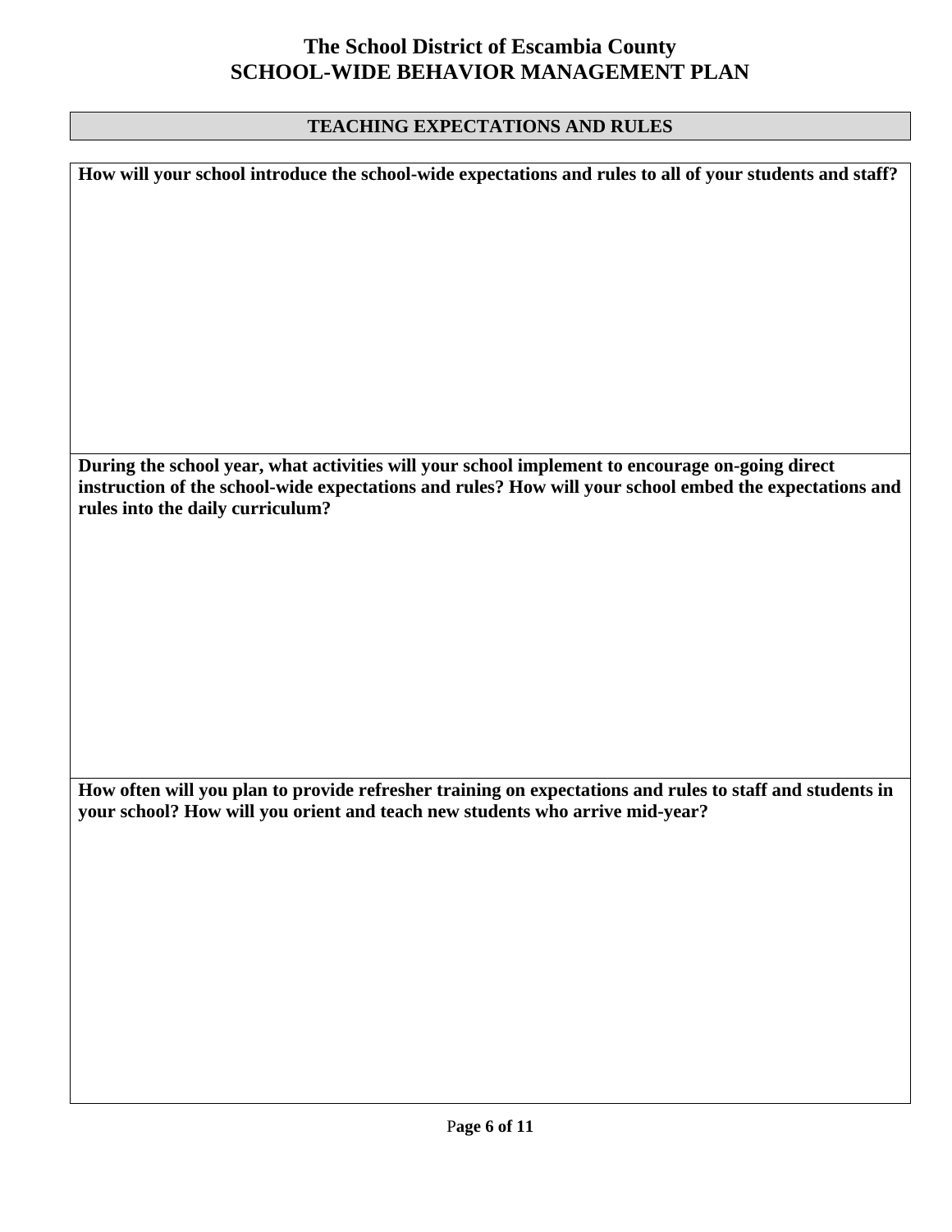# The School District of Escambia County
# SCHOOL-WIDE BEHAVIOR MANAGEMENT PLAN

## TEACHING EXPECTATIONS AND RULES

**How will your school introduce the school-wide expectations and rules to all of your students and staff?**

**During the school year, what activities will your school implement to encourage on-going direct instruction of the school-wide expectations and rules? How will your school embed the expectations and rules into the daily curriculum?**

**How often will you plan to provide refresher training on expectations and rules to staff and students in your school? How will you orient and teach new students who arrive mid-year?**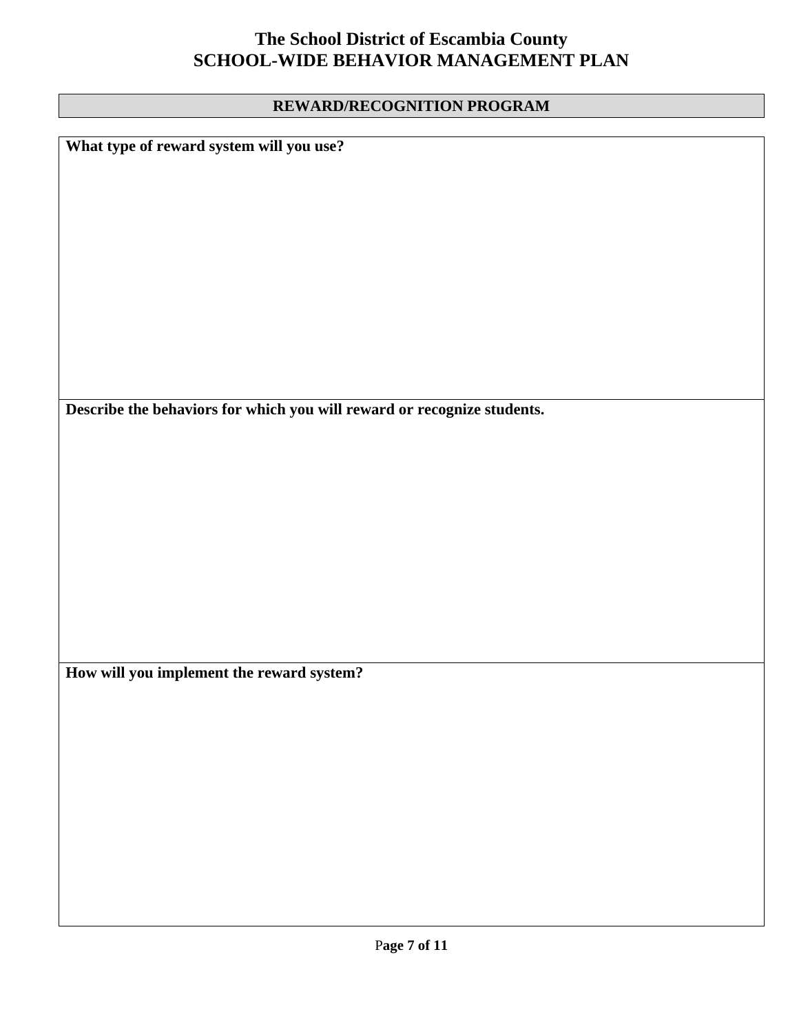# The School District of Escambia County
# SCHOOL-WIDE BEHAVIOR MANAGEMENT PLAN

## REWARD/RECOGNITION PROGRAM

| What type of reward system will you use? |
|---|
| |
| **Describe the behaviors for which you will reward or recognize students.** |
| |
| **How will you implement the reward system?** |
| |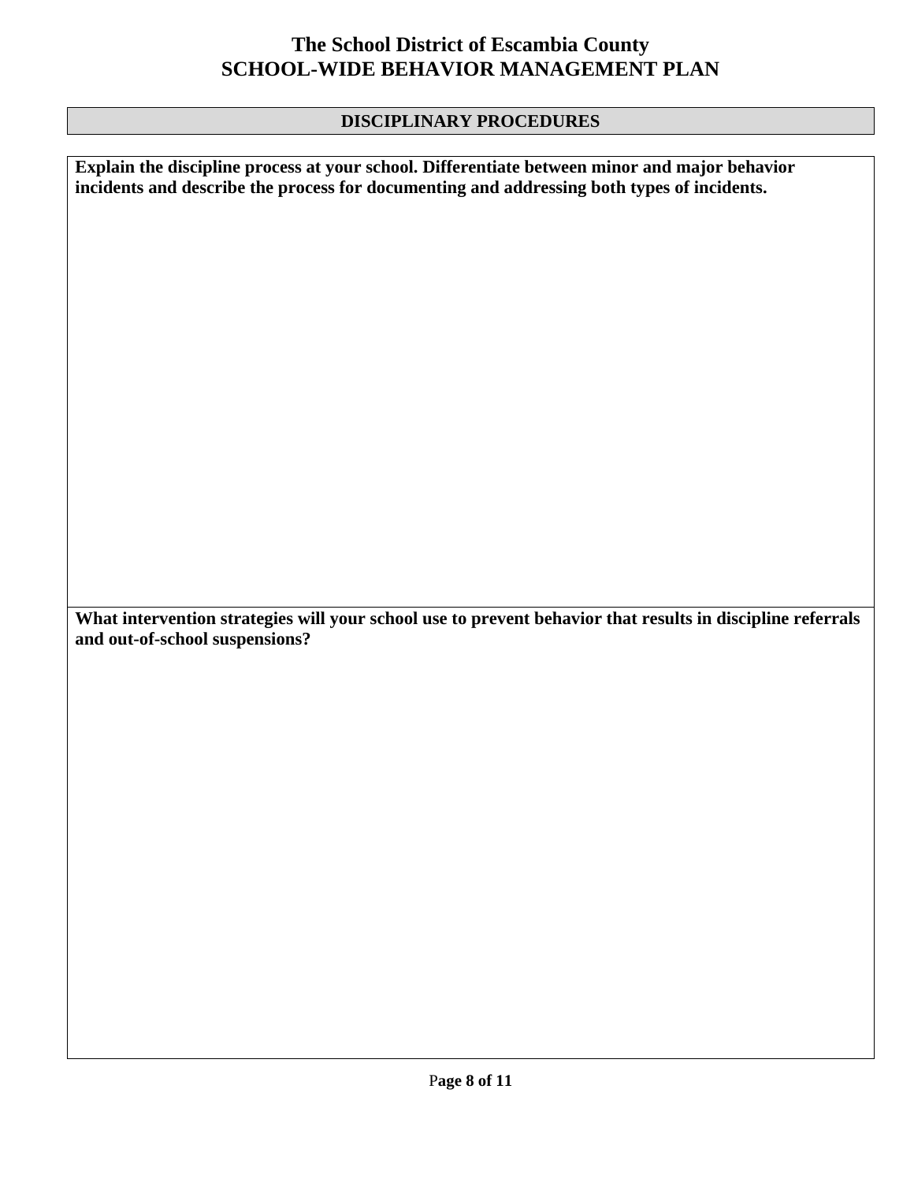# The School District of Escambia County
# SCHOOL-WIDE BEHAVIOR MANAGEMENT PLAN

## DISCIPLINARY PROCEDURES

**Explain the discipline process at your school. Differentiate between minor and major behavior incidents and describe the process for documenting and addressing both types of incidents.**

**What intervention strategies will your school use to prevent behavior that results in discipline referrals and out-of-school suspensions?**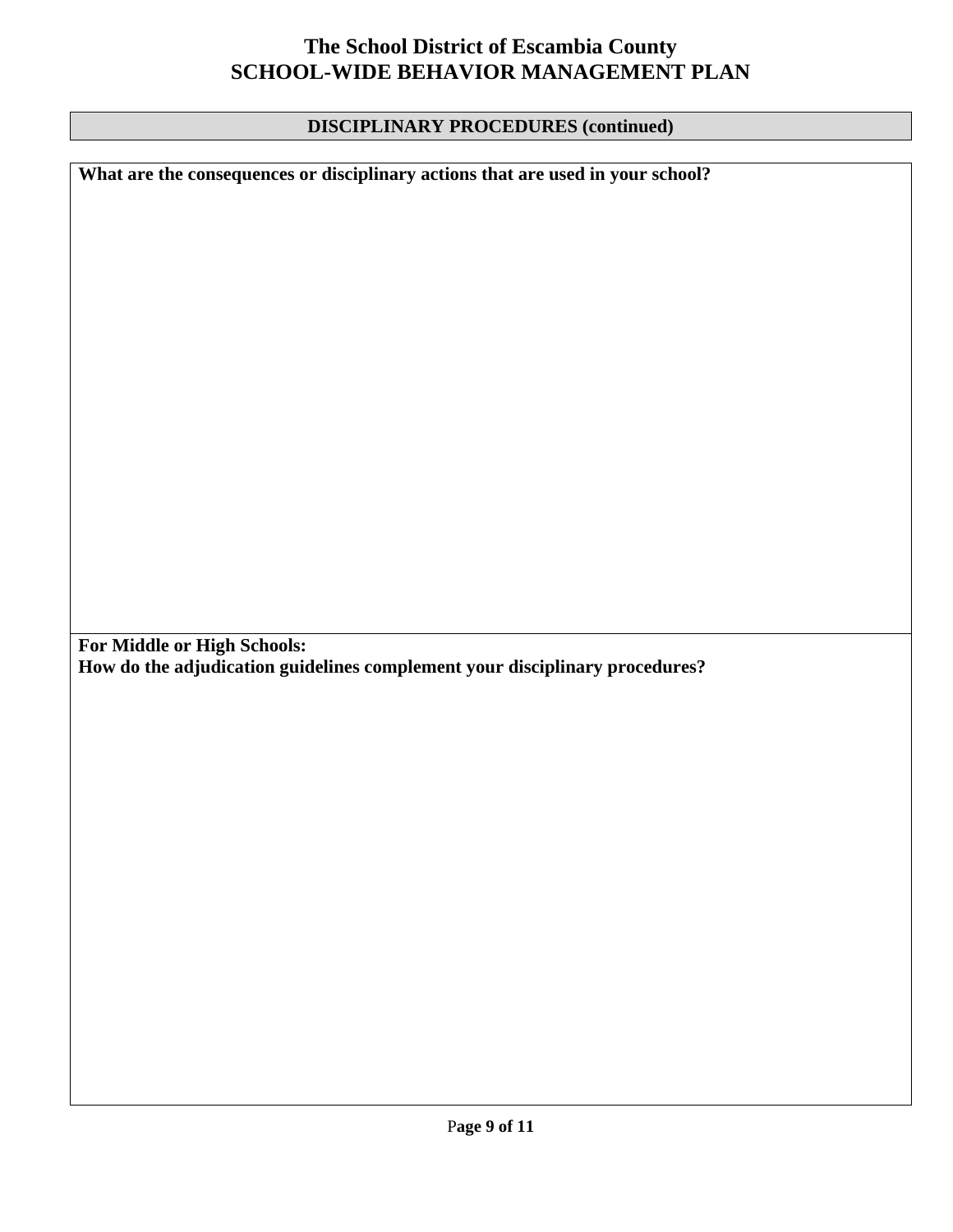# The School District of Escambia County
# SCHOOL-WIDE BEHAVIOR MANAGEMENT PLAN

## DISCIPLINARY PROCEDURES (continued)

**What are the consequences or disciplinary actions that are used in your school?**

**For Middle or High Schools:**
**How do the adjudication guidelines complement your disciplinary procedures?**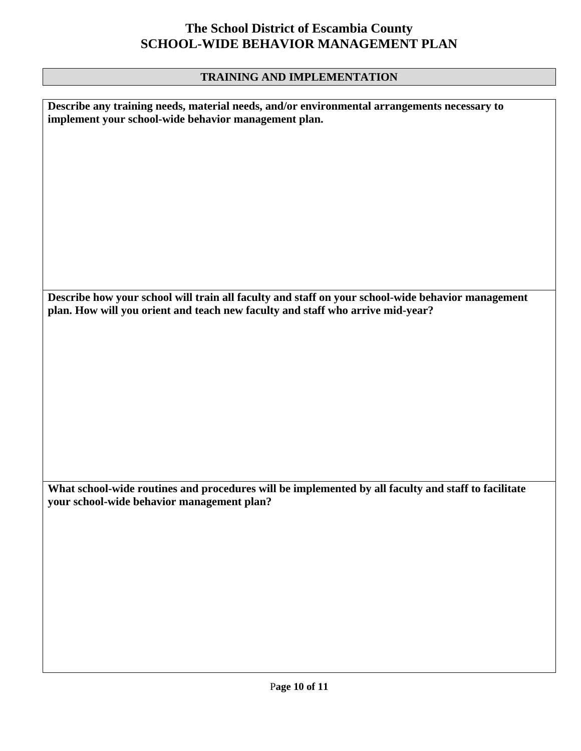# The School District of Escambia County
# SCHOOL-WIDE BEHAVIOR MANAGEMENT PLAN

## TRAINING AND IMPLEMENTATION

**Describe any training needs, material needs, and/or environmental arrangements necessary to implement your school-wide behavior management plan.**

**Describe how your school will train all faculty and staff on your school-wide behavior management plan. How will you orient and teach new faculty and staff who arrive mid-year?**

**What school-wide routines and procedures will be implemented by all faculty and staff to facilitate your school-wide behavior management plan?**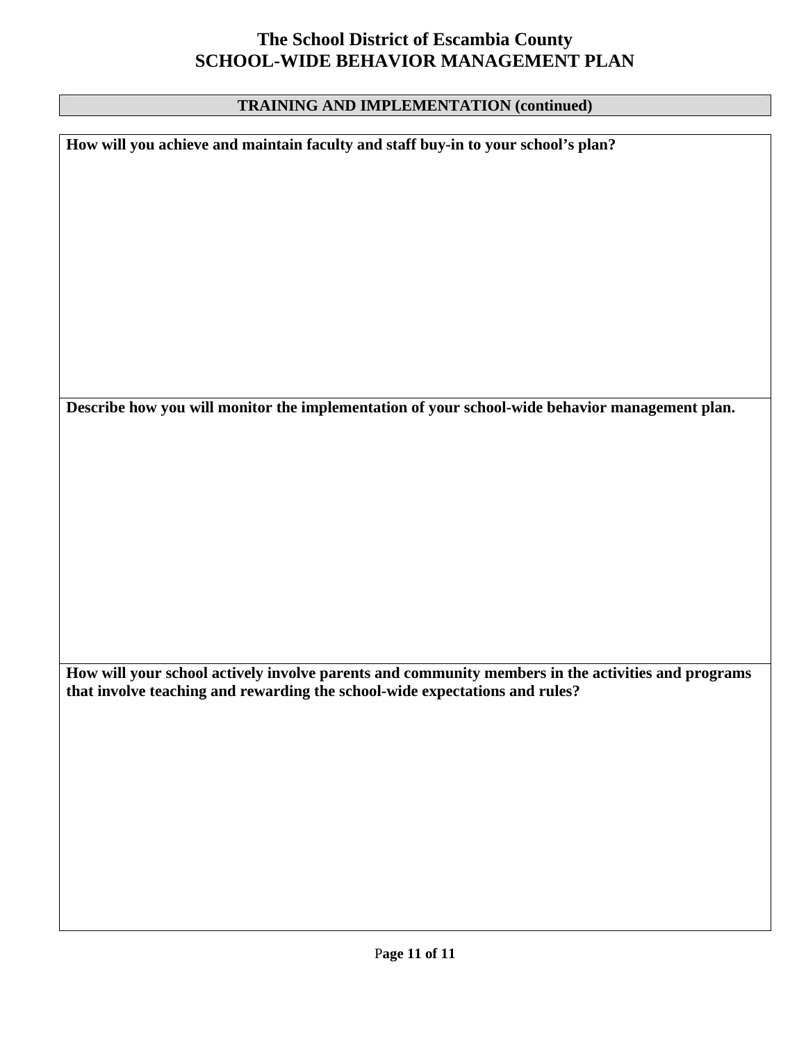# The School District of Escambia County
# SCHOOL-WIDE BEHAVIOR MANAGEMENT PLAN

## TRAINING AND IMPLEMENTATION (continued)

**How will you achieve and maintain faculty and staff buy-in to your school's plan?**

**Describe how you will monitor the implementation of your school-wide behavior management plan.**

**How will your school actively involve parents and community members in the activities and programs that involve teaching and rewarding the school-wide expectations and rules?**